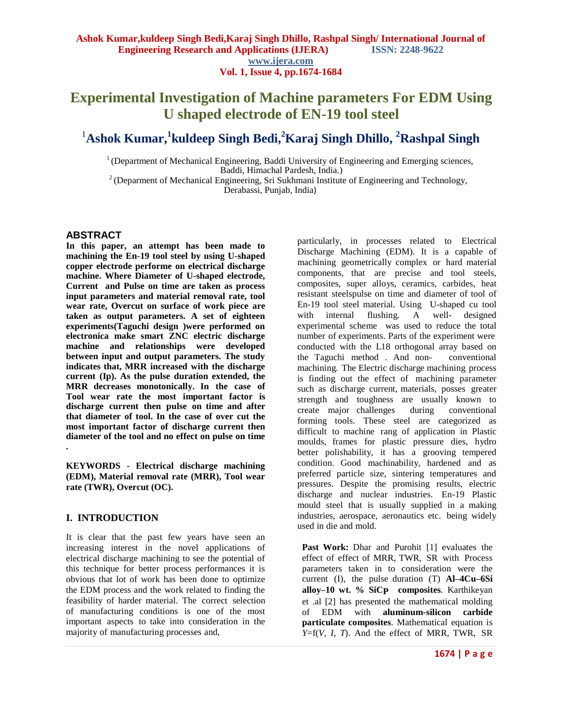# Experimental Investigation of Machine parameters For EDM Using U shaped electrode of EN-19 tool steel

**[1]Ashok Kumar, [1]kuldeep Singh Bedi, [2]Karaj Singh Dhillo, [2]Rashpal Singh**

[1] (Department of Mechanical Engineering, Baddi University of Engineering and Emerging sciences, Baddi, Himachal Pardesh, India.)

[2] (Deparment of Mechanical Engineering, Sri Sukhmani Institute of Engineering and Technology, Derabassi, Punjab, India)

## ABSTRACT

**In this paper, an attempt has been made to machining the En-19 tool steel by using U-shaped copper electrode performe on electrical discharge machine. Where Diameter of U-shaped electrode, Current and Pulse on time are taken as process input parameters and material removal rate, tool wear rate, Overcut on surface of work piece are taken as output parameters. A set of eighteen experiments(Taguchi design )were performed on electronica make smart ZNC electric discharge machine and relationships were developed between input and output parameters. The study indicates that, MRR increased with the discharge current (Ip). As the pulse duration extended, the MRR decreases monotonically. In the case of Tool wear rate the most important factor is discharge current then pulse on time and after that diameter of tool. In the case of over cut the most important factor of discharge current then diameter of the tool and no effect on pulse on time .**

**KEYWORDS - Electrical discharge machining (EDM), Material removal rate (MRR), Tool wear rate (TWR), Overcut (OC).**

## I. INTRODUCTION

It is clear that the past few years have seen an increasing interest in the novel applications of electrical discharge machining to see the potential of this technique for better process performances it is obvious that lot of work has been done to optimize the EDM process and the work related to finding the feasibility of harder material. The correct selection of manufacturing conditions is one of the most important aspects to take into consideration in the majority of manufacturing processes and, particularly, in processes related to Electrical Discharge Machining (EDM). It is a capable of machining geometrically complex or hard material components, that are precise and tool steels, composites, super alloys, ceramics, carbides, heat resistant steelspulse on time and diameter of tool of En-19 tool steel material. Using U-shaped cu tool with internal flushing. A well- designed experimental scheme was used to reduce the total number of experiments. Parts of the experiment were conducted with the L18 orthogonal array based on the Taguchi method . And non- conventional machining. The Electric discharge machining process is finding out the effect of machining parameter such as discharge current, materials, posses greater strength and toughness are usually known to create major challenges during conventional forming tools. These steel are categorized as difficult to machine rang of application in Plastic moulds, frames for plastic pressure dies, hydro better polishability, it has a grooving tempered condition. Good machinability, hardened and as preferred particle size, sintering temperatures and pressures. Despite the promising results, electric discharge and nuclear industries. En-19 Plastic mould steel that is usually supplied in a making industries, aerospace, aeronautics etc. being widely used in die and mold.

**Past Work:** Dhar and Purohit [1] evaluates the effect of effect of MRR, TWR, SR with Process parameters taken in to consideration were the current (I), the pulse duration (T) **Al–4Cu–6Si alloy–10 wt. % SiCP composites**. Karthikeyan et .al [2] has presented the mathematical molding of EDM with **aluminum-silicon carbide particulate composites**. Mathematical equation is $Y$=f($V$, $I$, $T$). And the effect of MRR, TWR, SR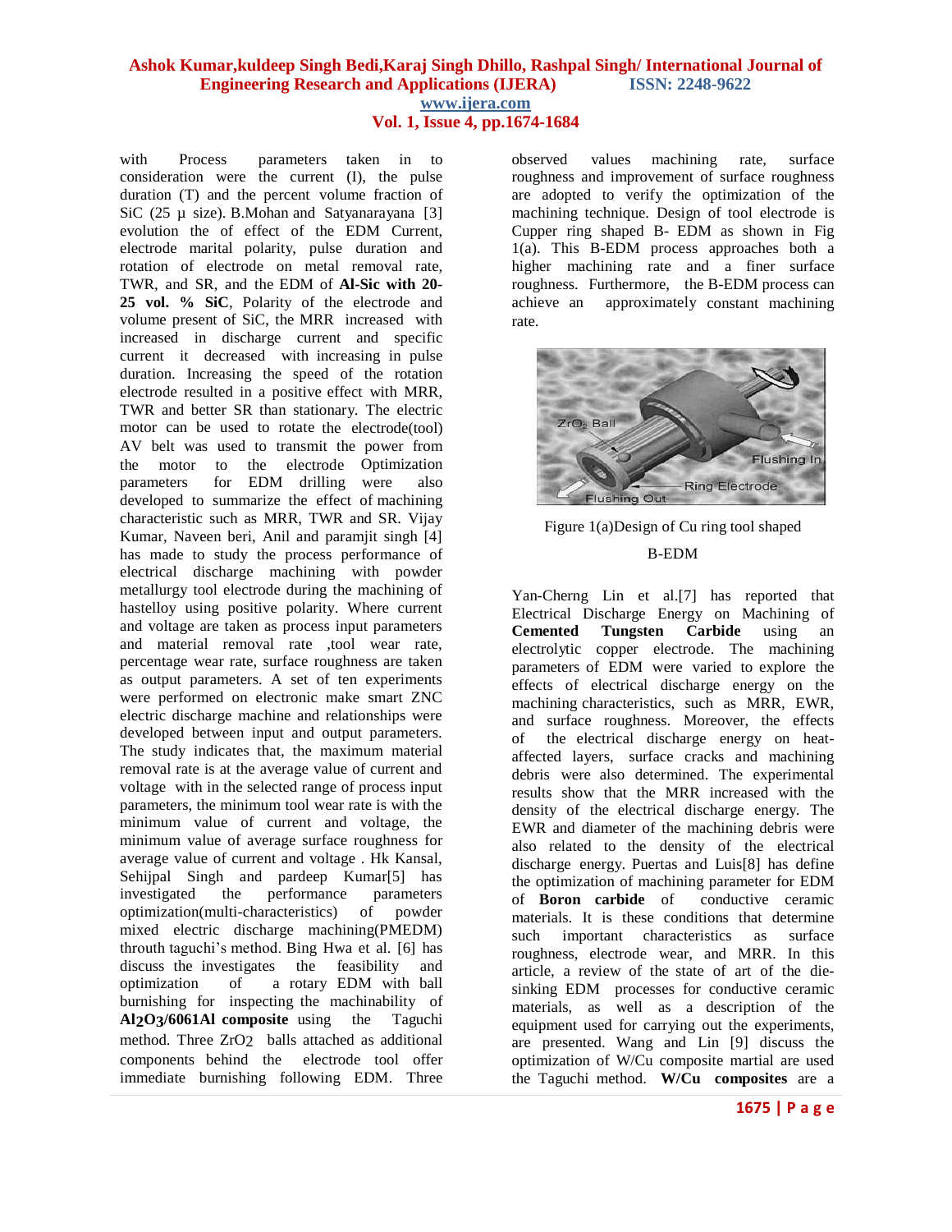with Process parameters taken in to consideration were the current (I), the pulse duration (T) and the percent volume fraction of SiC (25 µ size). B.Mohan and Satyanarayana [3] evolution the of effect of the EDM Current, electrode marital polarity, pulse duration and rotation of electrode on metal removal rate, TWR, and SR, and the EDM of **Al-Sic with 20-25 vol. % SiC**, Polarity of the electrode and volume present of SiC, the MRR increased with increased in discharge current and specific current it decreased with increasing in pulse duration. Increasing the speed of the rotation electrode resulted in a positive effect with MRR, TWR and better SR than stationary. The electric motor can be used to rotate the electrode(tool) AV belt was used to transmit the power from the motor to the electrode Optimization parameters for EDM drilling were also developed to summarize the effect of machining characteristic such as MRR, TWR and SR. Vijay Kumar, Naveen beri, Anil and paramjit singh [4] has made to study the process performance of electrical discharge machining with powder metallurgy tool electrode during the machining of hastelloy using positive polarity. Where current and voltage are taken as process input parameters and material removal rate ,tool wear rate, percentage wear rate, surface roughness are taken as output parameters. A set of ten experiments were performed on electronic make smart ZNC electric discharge machine and relationships were developed between input and output parameters. The study indicates that, the maximum material removal rate is at the average value of current and voltage with in the selected range of process input parameters, the minimum tool wear rate is with the minimum value of current and voltage, the minimum value of average surface roughness for average value of current and voltage . Hk Kansal, Sehijpal Singh and pardeep Kumar[5] has investigated the performance parameters optimization(multi-characteristics) of powder mixed electric discharge machining(PMEDM) throuth taguchi's method. Bing Hwa et al. [6] has discuss the investigates the feasibility and optimization of a rotary EDM with ball burnishing for inspecting the machinability of **$Al_2O_3$/6061Al composite** using the Taguchi method. Three $ZrO_2$ balls attached as additional components behind the electrode tool offer immediate burnishing following EDM. Three observed values machining rate, surface roughness and improvement of surface roughness are adopted to verify the optimization of the machining technique. Design of tool electrode is Cupper ring shaped B- EDM as shown in Fig 1(a). This B-EDM process approaches both a higher machining rate and a finer surface roughness. Furthermore, the B-EDM process can achieve an approximately constant machining rate.

Figure 1(a)Design of Cu ring tool shaped B-EDM

Yan-Cherng Lin et al.[7] has reported that Electrical Discharge Energy on Machining of **Cemented Tungsten Carbide** using an electrolytic copper electrode. The machining parameters of EDM were varied to explore the effects of electrical discharge energy on the machining characteristics, such as MRR, EWR, and surface roughness. Moreover, the effects of the electrical discharge energy on heat-affected layers, surface cracks and machining debris were also determined. The experimental results show that the MRR increased with the density of the electrical discharge energy. The EWR and diameter of the machining debris were also related to the density of the electrical discharge energy. Puertas and Luis[8] has define the optimization of machining parameter for EDM of **Boron carbide** of conductive ceramic materials. It is these conditions that determine such important characteristics as surface roughness, electrode wear, and MRR. In this article, a review of the state of art of the die-sinking EDM processes for conductive ceramic materials, as well as a description of the equipment used for carrying out the experiments, are presented. Wang and Lin [9] discuss the optimization of W/Cu composite martial are used the Taguchi method. **W/Cu composites** are a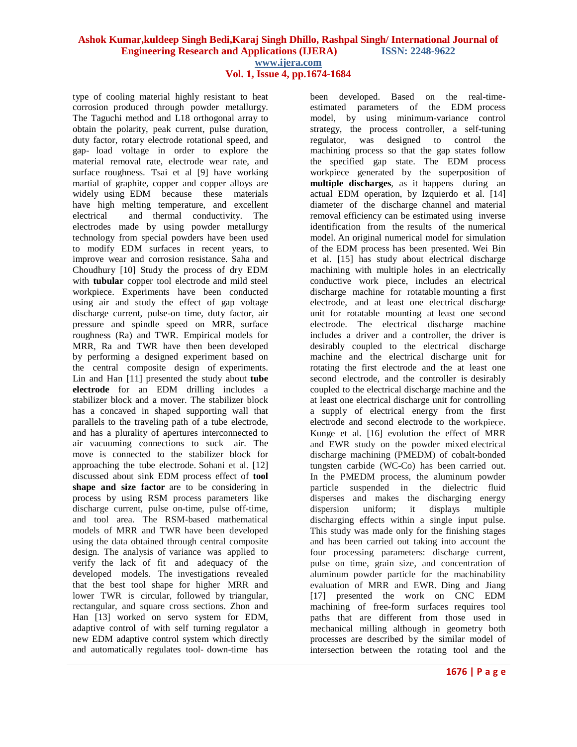type of cooling material highly resistant to heat corrosion produced through powder metallurgy. The Taguchi method and L18 orthogonal array to obtain the polarity, peak current, pulse duration, duty factor, rotary electrode rotational speed, and gap- load voltage in order to explore the material removal rate, electrode wear rate, and surface roughness. Tsai et al [9] have working martial of graphite, copper and copper alloys are widely using EDM because these materials have high melting temperature, and excellent electrical and thermal conductivity. The electrodes made by using powder metallurgy technology from special powders have been used to modify EDM surfaces in recent years, to improve wear and corrosion resistance. Saha and Choudhury [10] Study the process of dry EDM with **tubular** copper tool electrode and mild steel workpiece. Experiments have been conducted using air and study the effect of gap voltage discharge current, pulse-on time, duty factor, air pressure and spindle speed on MRR, surface roughness (Ra) and TWR. Empirical models for MRR, Ra and TWR have then been developed by performing a designed experiment based on the central composite design of experiments. Lin and Han [11] presented the study about **tube electrode** for an EDM drilling includes a stabilizer block and a mover. The stabilizer block has a concaved in shaped supporting wall that parallels to the traveling path of a tube electrode, and has a plurality of apertures interconnected to air vacuuming connections to suck air. The move is connected to the stabilizer block for approaching the tube electrode. Sohani et al. [12] discussed about sink EDM process effect of **tool shape and size factor** are to be considering in process by using RSM process parameters like discharge current, pulse on-time, pulse off-time, and tool area. The RSM-based mathematical models of MRR and TWR have been developed using the data obtained through central composite design. The analysis of variance was applied to verify the lack of fit and adequacy of the developed models. The investigations revealed that the best tool shape for higher MRR and lower TWR is circular, followed by triangular, rectangular, and square cross sections. Zhon and Han [13] worked on servo system for EDM, adaptive control of with self turning regulator a new EDM adaptive control system which directly and automatically regulates tool- down-time has been developed. Based on the real-time-estimated parameters of the EDM process model, by using minimum-variance control strategy, the process controller, a self-tuning regulator, was designed to control the machining process so that the gap states follow the specified gap state. The EDM process workpiece generated by the superposition of **multiple discharges**, as it happens during an actual EDM operation, by Izquierdo et al. [14] diameter of the discharge channel and material removal efficiency can be estimated using inverse identification from the results of the numerical model. An original numerical model for simulation of the EDM process has been presented. Wei Bin et al. [15] has study about electrical discharge machining with multiple holes in an electrically conductive work piece, includes an electrical discharge machine for rotatable mounting a first electrode, and at least one electrical discharge unit for rotatable mounting at least one second electrode. The electrical discharge machine includes a driver and a controller, the driver is desirably coupled to the electrical discharge machine and the electrical discharge unit for rotating the first electrode and the at least one second electrode, and the controller is desirably coupled to the electrical discharge machine and the at least one electrical discharge unit for controlling a supply of electrical energy from the first electrode and second electrode to the workpiece. Kunge et al. [16] evolution the effect of MRR and EWR study on the powder mixed electrical discharge machining (PMEDM) of cobalt-bonded tungsten carbide (WC-Co) has been carried out. In the PMEDM process, the aluminum powder particle suspended in the dielectric fluid disperses and makes the discharging energy dispersion uniform; it displays multiple discharging effects within a single input pulse. This study was made only for the finishing stages and has been carried out taking into account the four processing parameters: discharge current, pulse on time, grain size, and concentration of aluminum powder particle for the machinability evaluation of MRR and EWR. Ding and Jiang [17] presented the work on CNC EDM machining of free-form surfaces requires tool paths that are different from those used in mechanical milling although in geometry both processes are described by the similar model of intersection between the rotating tool and the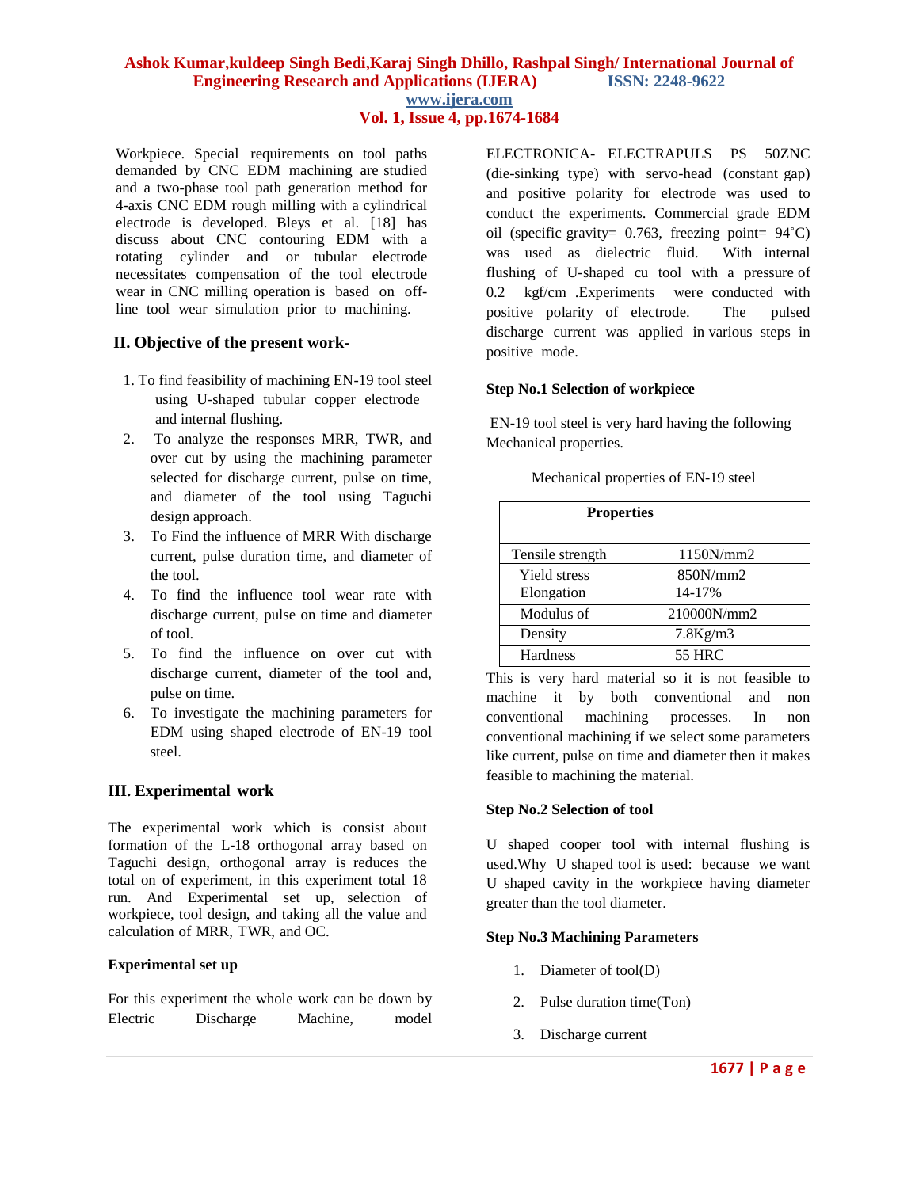Workpiece. Special requirements on tool paths demanded by CNC EDM machining are studied and a two-phase tool path generation method for 4-axis CNC EDM rough milling with a cylindrical electrode is developed. Bleys et al. [18] has discuss about CNC contouring EDM with a rotating cylinder and or tubular electrode necessitates compensation of the tool electrode wear in CNC milling operation is based on off-line tool wear simulation prior to machining.

## II. Objective of the present work-

1. To find feasibility of machining EN-19 tool steel using U-shaped tubular copper electrode and internal flushing.
2. To analyze the responses MRR, TWR, and over cut by using the machining parameter selected for discharge current, pulse on time, and diameter of the tool using Taguchi design approach.
3. To Find the influence of MRR With discharge current, pulse duration time, and diameter of the tool.
4. To find the influence tool wear rate with discharge current, pulse on time and diameter of tool.
5. To find the influence on over cut with discharge current, diameter of the tool and, pulse on time.
6. To investigate the machining parameters for EDM using shaped electrode of EN-19 tool steel.

## III. Experimental work

The experimental work which is consist about formation of the L-18 orthogonal array based on Taguchi design, orthogonal array is reduces the total on of experiment, in this experiment total 18 run. And Experimental set up, selection of workpiece, tool design, and taking all the value and calculation of MRR, TWR, and OC.

**Experimental set up**

For this experiment the whole work can be down by Electric Discharge Machine, model ELECTRONICA- ELECTRAPULS PS 50ZNC (die-sinking type) with servo-head (constant gap) and positive polarity for electrode was used to conduct the experiments. Commercial grade EDM oil (specific gravity= 0.763, freezing point= 94˚C) was used as dielectric fluid. With internal flushing of U-shaped cu tool with a pressure of 0.2 kgf/cm .Experiments were conducted with positive polarity of electrode. The pulsed discharge current was applied in various steps in positive mode.

**Step No.1 Selection of workpiece**

EN-19 tool steel is very hard having the following Mechanical properties.

Mechanical properties of EN-19 steel

| Properties | |
|---|---|
| Tensile strength | 1150N/mm2 |
| Yield stress | 850N/mm2 |
| Elongation | 14-17% |
| Modulus of | 210000N/mm2 |
| Density | 7.8Kg/m3 |
| Hardness | 55 HRC |

This is very hard material so it is not feasible to machine it by both conventional and non conventional machining processes. In non conventional machining if we select some parameters like current, pulse on time and diameter then it makes feasible to machining the material.

**Step No.2 Selection of tool**

U shaped cooper tool with internal flushing is used.Why U shaped tool is used: because we want U shaped cavity in the workpiece having diameter greater than the tool diameter.

**Step No.3 Machining Parameters**

1. Diameter of tool(D)
2. Pulse duration time(Ton)
3. Discharge current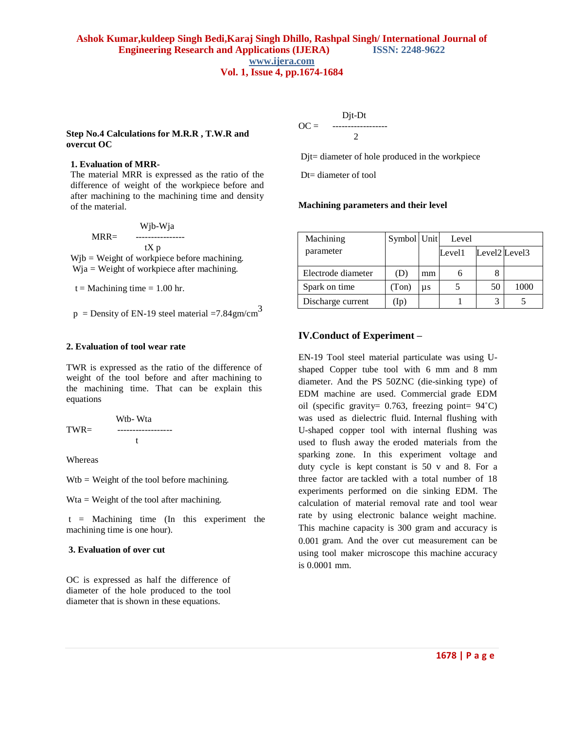**Step No.4 Calculations for M.R.R , T.W.R and overcut OC**

**1. Evaluation of MRR-**

The material MRR is expressed as the ratio of the difference of weight of the workpiece before and after machining to the machining time and density of the material.

$$MRR = \frac{Wjb - Wja}{t \times p}$$

Wjb = Weight of workpiece before machining.

Wja = Weight of workpiece after machining.

t = Machining time = 1.00 hr.

p = Density of EN-19 steel material =7.84gm/cm$^3$

**2. Evaluation of tool wear rate**

TWR is expressed as the ratio of the difference of weight of the tool before and after machining to the machining time. That can be explain this equations

$$TWR = \frac{Wtb - Wta}{t}$$

Whereas

Wtb = Weight of the tool before machining.

Wta = Weight of the tool after machining.

t = Machining time (In this experiment the machining time is one hour).

**3. Evaluation of over cut**

OC is expressed as half the difference of diameter of the hole produced to the tool diameter that is shown in these equations.

$$OC = \frac{Djt - Dt}{2}$$

Djt= diameter of hole produced in the workpiece

Dt= diameter of tool

**Machining parameters and their level**

| Machining parameter | Symbol | Unit | Level | | |
|---|---|---|---|---|---|
| | | | Level1 | Level2 | Level3 |
| Electrode diameter | (D) | mm | 6 | 8 | |
| Spark on time | (Ton) | µs | 5 | 50 | 1000 |
| Discharge current | (Ip) | | 1 | 3 | 5 |

## IV.Conduct of Experiment –

EN-19 Tool steel material particulate was using U-shaped Copper tube tool with 6 mm and 8 mm diameter. And the PS 50ZNC (die-sinking type) of EDM machine are used. Commercial grade EDM oil (specific gravity= 0.763, freezing point= 94˚C) was used as dielectric fluid. Internal flushing with U-shaped copper tool with internal flushing was used to flush away the eroded materials from the sparking zone. In this experiment voltage and duty cycle is kept constant is 50 v and 8. For a three factor are tackled with a total number of 18 experiments performed on die sinking EDM. The calculation of material removal rate and tool wear rate by using electronic balance weight machine. This machine capacity is 300 gram and accuracy is 0.001 gram. And the over cut measurement can be using tool maker microscope this machine accuracy is 0.0001 mm.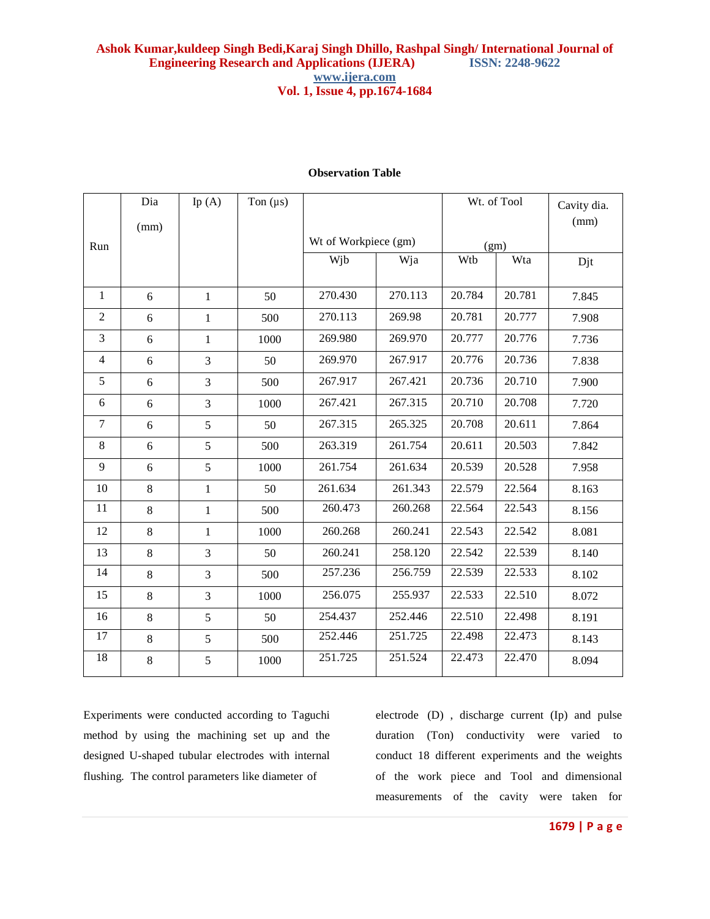**Observation Table**

| Run | Dia (mm) | Ip (A) | Ton (µs) | Wt of Workpiece (gm) | | Wt. of Tool (gm) | | Cavity dia. (mm) |
|---|---|---|---|---|---|---|---|---|
| | | | | Wjb | Wja | Wtb | Wta | Djt |
| 1 | 6 | 1 | 50 | 270.430 | 270.113 | 20.784 | 20.781 | 7.845 |
| 2 | 6 | 1 | 500 | 270.113 | 269.98 | 20.781 | 20.777 | 7.908 |
| 3 | 6 | 1 | 1000 | 269.980 | 269.970 | 20.777 | 20.776 | 7.736 |
| 4 | 6 | 3 | 50 | 269.970 | 267.917 | 20.776 | 20.736 | 7.838 |
| 5 | 6 | 3 | 500 | 267.917 | 267.421 | 20.736 | 20.710 | 7.900 |
| 6 | 6 | 3 | 1000 | 267.421 | 267.315 | 20.710 | 20.708 | 7.720 |
| 7 | 6 | 5 | 50 | 267.315 | 265.325 | 20.708 | 20.611 | 7.864 |
| 8 | 6 | 5 | 500 | 263.319 | 261.754 | 20.611 | 20.503 | 7.842 |
| 9 | 6 | 5 | 1000 | 261.754 | 261.634 | 20.539 | 20.528 | 7.958 |
| 10 | 8 | 1 | 50 | 261.634 | 261.343 | 22.579 | 22.564 | 8.163 |
| 11 | 8 | 1 | 500 | 260.473 | 260.268 | 22.564 | 22.543 | 8.156 |
| 12 | 8 | 1 | 1000 | 260.268 | 260.241 | 22.543 | 22.542 | 8.081 |
| 13 | 8 | 3 | 50 | 260.241 | 258.120 | 22.542 | 22.539 | 8.140 |
| 14 | 8 | 3 | 500 | 257.236 | 256.759 | 22.539 | 22.533 | 8.102 |
| 15 | 8 | 3 | 1000 | 256.075 | 255.937 | 22.533 | 22.510 | 8.072 |
| 16 | 8 | 5 | 50 | 254.437 | 252.446 | 22.510 | 22.498 | 8.191 |
| 17 | 8 | 5 | 500 | 252.446 | 251.725 | 22.498 | 22.473 | 8.143 |
| 18 | 8 | 5 | 1000 | 251.725 | 251.524 | 22.473 | 22.470 | 8.094 |

Experiments were conducted according to Taguchi method by using the machining set up and the designed U-shaped tubular electrodes with internal flushing. The control parameters like diameter of electrode (D) , discharge current (Ip) and pulse duration (Ton) conductivity were varied to conduct 18 different experiments and the weights of the work piece and Tool and dimensional measurements of the cavity were taken for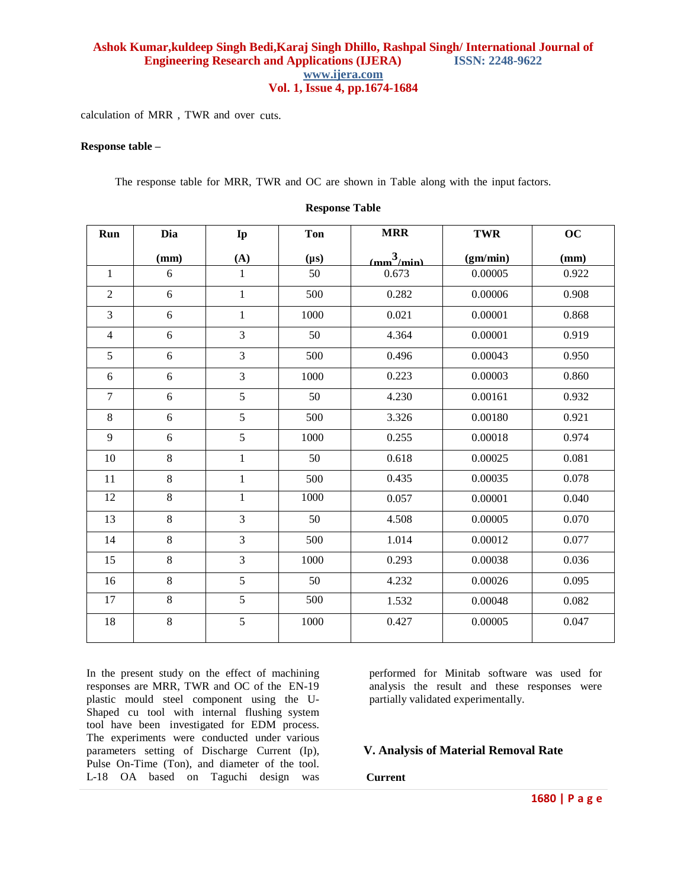calculation of MRR , TWR and over cuts.

**Response table –**

The response table for MRR, TWR and OC are shown in Table along with the input factors.

**Response Table**

| Run | Dia (mm) | Ip (A) | Ton (μs) | MRR ($mm^3/min$) | TWR (gm/min) | OC (mm) |
|---|---|---|---|---|---|---|
| 1 | 6 | 1 | 50 | 0.673 | 0.00005 | 0.922 |
| 2 | 6 | 1 | 500 | 0.282 | 0.00006 | 0.908 |
| 3 | 6 | 1 | 1000 | 0.021 | 0.00001 | 0.868 |
| 4 | 6 | 3 | 50 | 4.364 | 0.00001 | 0.919 |
| 5 | 6 | 3 | 500 | 0.496 | 0.00043 | 0.950 |
| 6 | 6 | 3 | 1000 | 0.223 | 0.00003 | 0.860 |
| 7 | 6 | 5 | 50 | 4.230 | 0.00161 | 0.932 |
| 8 | 6 | 5 | 500 | 3.326 | 0.00180 | 0.921 |
| 9 | 6 | 5 | 1000 | 0.255 | 0.00018 | 0.974 |
| 10 | 8 | 1 | 50 | 0.618 | 0.00025 | 0.081 |
| 11 | 8 | 1 | 500 | 0.435 | 0.00035 | 0.078 |
| 12 | 8 | 1 | 1000 | 0.057 | 0.00001 | 0.040 |
| 13 | 8 | 3 | 50 | 4.508 | 0.00005 | 0.070 |
| 14 | 8 | 3 | 500 | 1.014 | 0.00012 | 0.077 |
| 15 | 8 | 3 | 1000 | 0.293 | 0.00038 | 0.036 |
| 16 | 8 | 5 | 50 | 4.232 | 0.00026 | 0.095 |
| 17 | 8 | 5 | 500 | 1.532 | 0.00048 | 0.082 |
| 18 | 8 | 5 | 1000 | 0.427 | 0.00005 | 0.047 |

In the present study on the effect of machining responses are MRR, TWR and OC of the EN-19 plastic mould steel component using the U-Shaped cu tool with internal flushing system tool have been investigated for EDM process. The experiments were conducted under various parameters setting of Discharge Current (Ip), Pulse On-Time (Ton), and diameter of the tool. L-18 OA based on Taguchi design was performed for Minitab software was used for analysis the result and these responses were partially validated experimentally.

## V. Analysis of Material Removal Rate

**Current**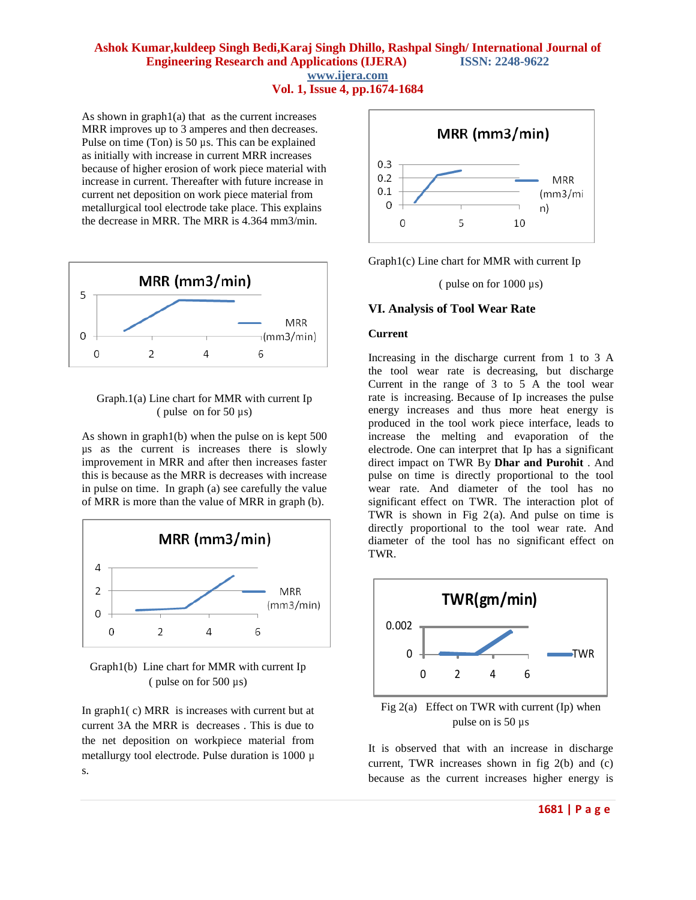As shown in graph1(a) that as the current increases MRR improves up to 3 amperes and then decreases. Pulse on time (Ton) is 50 µs. This can be explained as initially with increase in current MRR increases because of higher erosion of work piece material with increase in current. Thereafter with future increase in current net deposition on work piece material from metallurgical tool electrode take place. This explains the decrease in MRR. The MRR is 4.364 mm3/min.

Graph.1(a) Line chart for MMR with current Ip ( pulse on for 50 µs)

As shown in graph1(b) when the pulse on is kept 500 µs as the current is increases there is slowly improvement in MRR and after then increases faster this is because as the MRR is decreases with increase in pulse on time. In graph (a) see carefully the value of MRR is more than the value of MRR in graph (b).

Graph1(b) Line chart for MMR with current Ip ( pulse on for 500 µs)

In graph1( c) MRR is increases with current but at current 3A the MRR is decreases . This is due to the net deposition on workpiece material from metallurgy tool electrode. Pulse duration is 1000 µ s.

Graph1(c) Line chart for MMR with current Ip ( pulse on for 1000 µs)

## VI. Analysis of Tool Wear Rate

### Current

Increasing in the discharge current from 1 to 3 A the tool wear rate is decreasing, but discharge Current in the range of 3 to 5 A the tool wear rate is increasing. Because of Ip increases the pulse energy increases and thus more heat energy is produced in the tool work piece interface, leads to increase the melting and evaporation of the electrode. One can interpret that Ip has a significant direct impact on TWR By **Dhar and Purohit** . And pulse on time is directly proportional to the tool wear rate. And diameter of the tool has no significant effect on TWR. The interaction plot of TWR is shown in Fig 2(a). And pulse on time is directly proportional to the tool wear rate. And diameter of the tool has no significant effect on TWR.

Fig 2(a) Effect on TWR with current (Ip) when pulse on is 50 µs

It is observed that with an increase in discharge current, TWR increases shown in fig 2(b) and (c) because as the current increases higher energy is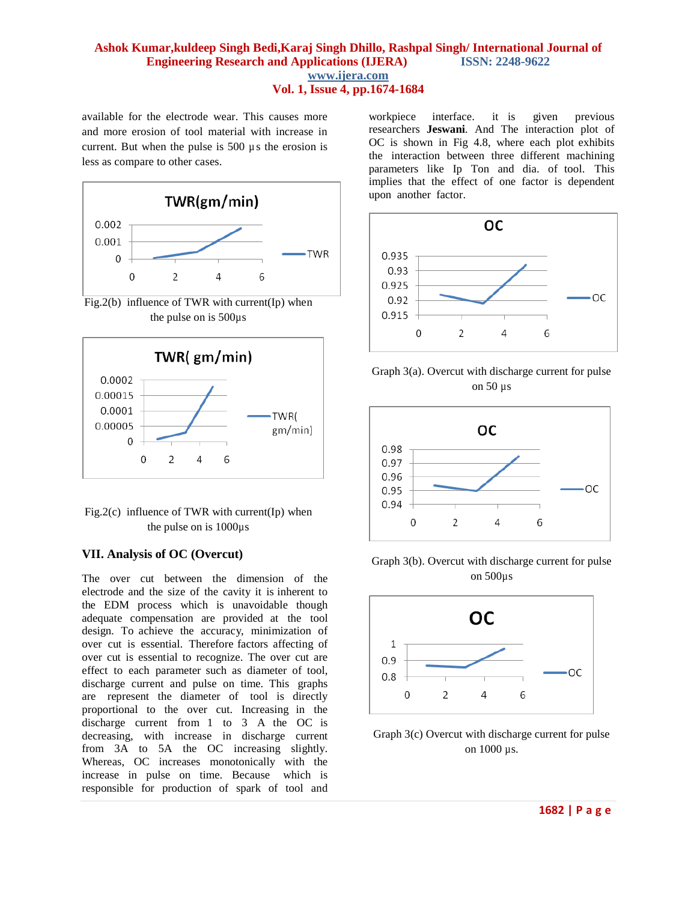available for the electrode wear. This causes more and more erosion of tool material with increase in current. But when the pulse is 500 µs the erosion is less as compare to other cases.

Fig.2(b) influence of TWR with current(Ip) when the pulse on is 500µs

Fig.2(c) influence of TWR with current(Ip) when the pulse on is 1000µs

## VII. Analysis of OC (Overcut)

The over cut between the dimension of the electrode and the size of the cavity it is inherent to the EDM process which is unavoidable though adequate compensation are provided at the tool design. To achieve the accuracy, minimization of over cut is essential. Therefore factors affecting of over cut is essential to recognize. The over cut are effect to each parameter such as diameter of tool, discharge current and pulse on time. This graphs are represent the diameter of tool is directly proportional to the over cut. Increasing in the discharge current from 1 to 3 A the OC is decreasing, with increase in discharge current from 3A to 5A the OC increasing slightly. Whereas, OC increases monotonically with the increase in pulse on time. Because which is responsible for production of spark of tool and workpiece interface. it is given previous researchers **Jeswani**. And The interaction plot of OC is shown in Fig 4.8, where each plot exhibits the interaction between three different machining parameters like Ip Ton and dia. of tool. This implies that the effect of one factor is dependent upon another factor.

Graph 3(a). Overcut with discharge current for pulse on 50 µs

Graph 3(b). Overcut with discharge current for pulse on 500µs

Graph 3(c) Overcut with discharge current for pulse on 1000 µs.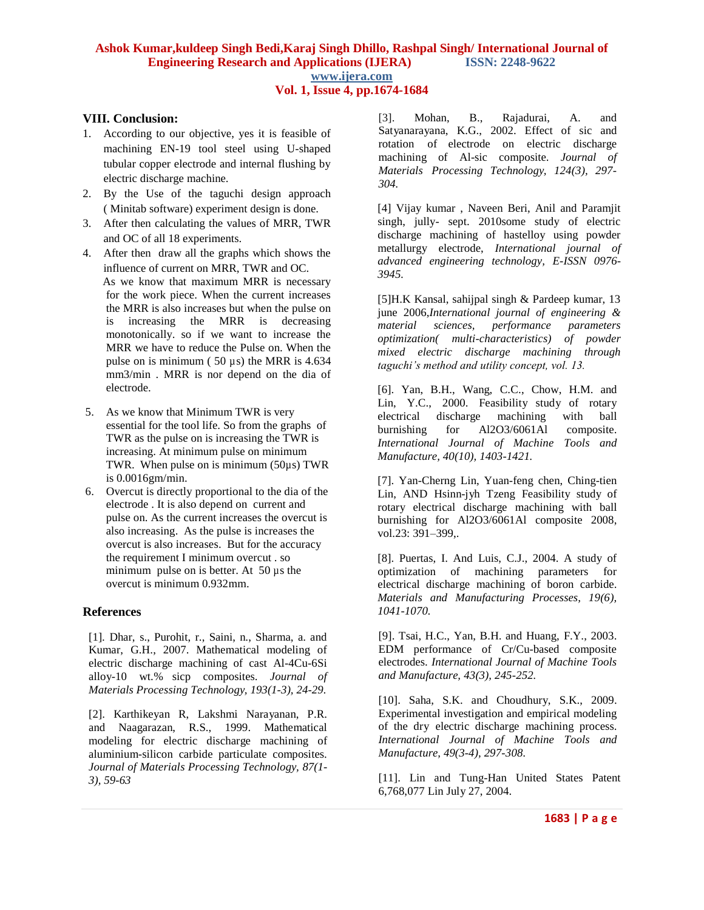## VIII. Conclusion:

1. According to our objective, yes it is feasible of machining EN-19 tool steel using U-shaped tubular copper electrode and internal flushing by electric discharge machine.
2. By the Use of the taguchi design approach ( Minitab software) experiment design is done.
3. After then calculating the values of MRR, TWR and OC of all 18 experiments.
4. After then draw all the graphs which shows the influence of current on MRR, TWR and OC.
   As we know that maximum MRR is necessary for the work piece. When the current increases the MRR is also increases but when the pulse on is increasing the MRR is decreasing monotonically. so if we want to increase the MRR we have to reduce the Pulse on. When the pulse on is minimum ( 50 µs) the MRR is 4.634 mm3/min . MRR is nor depend on the dia of electrode.
5. As we know that Minimum TWR is very essential for the tool life. So from the graphs of TWR as the pulse on is increasing the TWR is increasing. At minimum pulse on minimum TWR. When pulse on is minimum (50µs) TWR is 0.0016gm/min.
6. Overcut is directly proportional to the dia of the electrode . It is also depend on current and pulse on. As the current increases the overcut is also increasing. As the pulse is increases the overcut is also increases. But for the accuracy the requirement I minimum overcut . so minimum pulse on is better. At 50 µs the overcut is minimum 0.932mm.

## References

[1]. Dhar, s., Purohit, r., Saini, n., Sharma, a. and Kumar, G.H., 2007. Mathematical modeling of electric discharge machining of cast Al-4Cu-6Si alloy-10 wt.% sicp composites. *Journal of Materials Processing Technology, 193(1-3), 24-29.*

[2]. Karthikeyan R, Lakshmi Narayanan, P.R. and Naagarazan, R.S., 1999. Mathematical modeling for electric discharge machining of aluminium-silicon carbide particulate composites. *Journal of Materials Processing Technology, 87(1-3), 59-63*

[3]. Mohan, B., Rajadurai, A. and Satyanarayana, K.G., 2002. Effect of sic and rotation of electrode on electric discharge machining of Al-sic composite. *Journal of Materials Processing Technology, 124(3), 297-304.*

[4] Vijay kumar , Naveen Beri, Anil and Paramjit singh, jully- sept. 2010some study of electric discharge machining of hastelloy using powder metallurgy electrode, *International journal of advanced engineering technology, E-ISSN 0976-3945.*

[5]H.K Kansal, sahijpal singh & Pardeep kumar, 13 june 2006,*International journal of engineering & material sciences, performance parameters optimization( multi-characteristics) of powder mixed electric discharge machining through taguchi's method and utility concept, vol. 13.*

[6]. Yan, B.H., Wang, C.C., Chow, H.M. and Lin, Y.C., 2000. Feasibility study of rotary electrical discharge machining with ball burnishing for Al2O3/6061Al composite. *International Journal of Machine Tools and Manufacture, 40(10), 1403-1421.*

[7]. Yan-Cherng Lin, Yuan-feng chen, Ching-tien Lin, AND Hsinn-jyh Tzeng Feasibility study of rotary electrical discharge machining with ball burnishing for Al2O3/6061Al composite 2008, vol.23: 391–399,.

[8]. Puertas, I. And Luis, C.J., 2004. A study of optimization of machining parameters for electrical discharge machining of boron carbide. *Materials and Manufacturing Processes, 19(6), 1041-1070.*

[9]. Tsai, H.C., Yan, B.H. and Huang, F.Y., 2003. EDM performance of Cr/Cu-based composite electrodes. *International Journal of Machine Tools and Manufacture, 43(3), 245-252.*

[10]. Saha, S.K. and Choudhury, S.K., 2009. Experimental investigation and empirical modeling of the dry electric discharge machining process. *International Journal of Machine Tools and Manufacture, 49(3-4), 297-308.*

[11]. Lin and Tung-Han United States Patent 6,768,077 Lin July 27, 2004.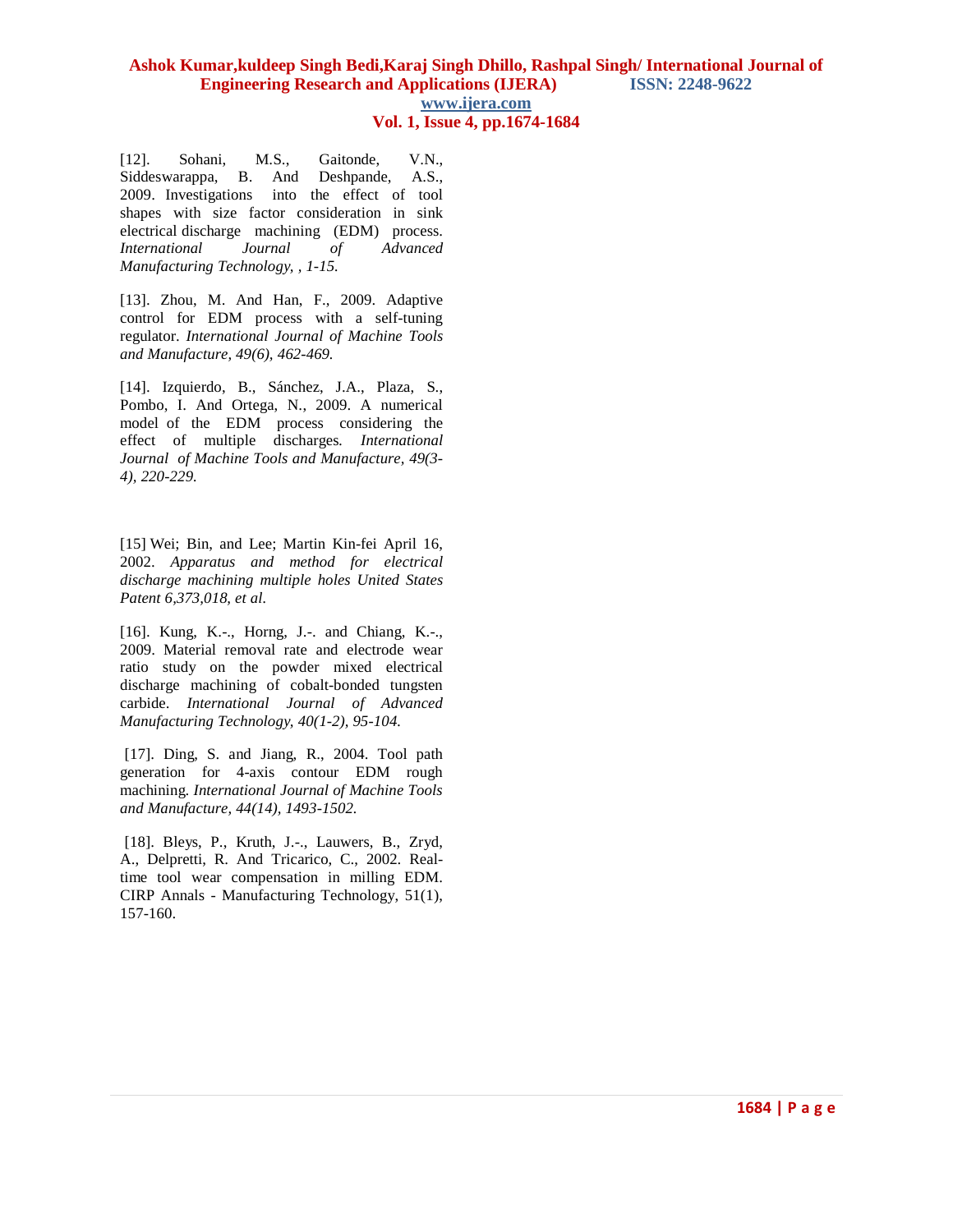[12]. Sohani, M.S., Gaitonde, V.N., Siddeswarappa, B. And Deshpande, A.S., 2009. Investigations into the effect of tool shapes with size factor consideration in sink electrical discharge machining (EDM) process. *International Journal of Advanced Manufacturing Technology, , 1-15.*

[13]. Zhou, M. And Han, F., 2009. Adaptive control for EDM process with a self-tuning regulator. *International Journal of Machine Tools and Manufacture, 49(6), 462-469.*

[14]. Izquierdo, B., Sánchez, J.A., Plaza, S., Pombo, I. And Ortega, N., 2009. A numerical model of the EDM process considering the effect of multiple discharges. *International Journal of Machine Tools and Manufacture, 49(3-4), 220-229.*

[15] Wei; Bin, and Lee; Martin Kin-fei April 16, 2002. *Apparatus and method for electrical discharge machining multiple holes United States Patent 6,373,018, et al.*

[16]. Kung, K.-., Horng, J.-. and Chiang, K.-., 2009. Material removal rate and electrode wear ratio study on the powder mixed electrical discharge machining of cobalt-bonded tungsten carbide. *International Journal of Advanced Manufacturing Technology, 40(1-2), 95-104.*

[17]. Ding, S. and Jiang, R., 2004. Tool path generation for 4-axis contour EDM rough machining. *International Journal of Machine Tools and Manufacture, 44(14), 1493-1502.*

[18]. Bleys, P., Kruth, J.-., Lauwers, B., Zryd, A., Delpretti, R. And Tricarico, C., 2002. Real-time tool wear compensation in milling EDM. CIRP Annals - Manufacturing Technology, 51(1), 157-160.